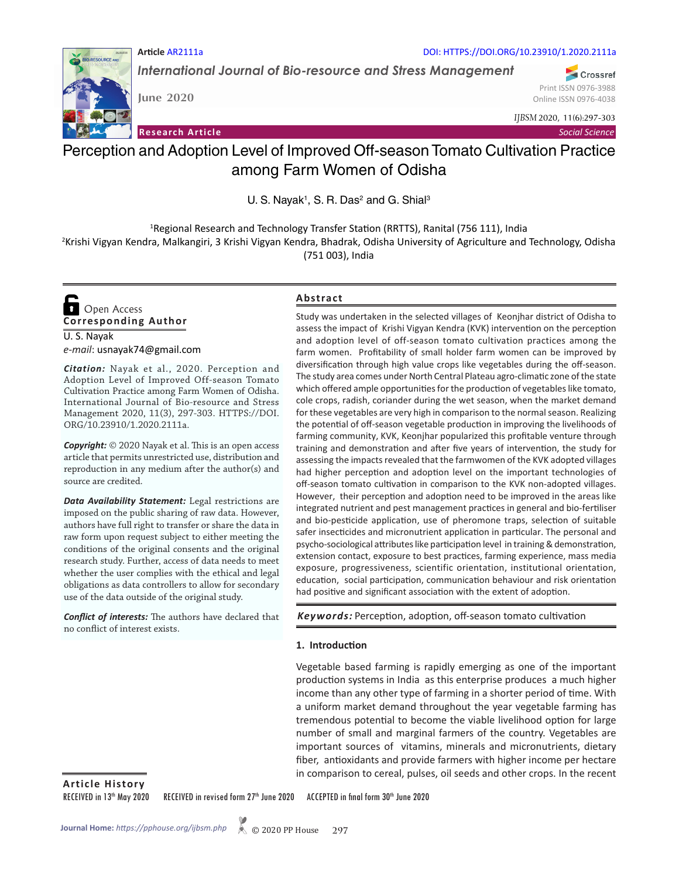Article AR2111a

DOI: HTTPS://DOI.ORG/10.23910/1.2020.2111a

*International Journal of Bio-resource and Stress Management*

June 2020

Print ISSN 0976-3988
Online ISSN 0976-4038

*IJBSM* 2020, 11(6):297-303

**Research Article** — *Social Science*

# Perception and Adoption Level of Improved Off-season Tomato Cultivation Practice among Farm Women of Odisha

U. S. Nayak[1], S. R. Das[2] and G. Shial[3]

[1]Regional Research and Technology Transfer Station (RRTTS), Ranital (756 111), India
[2]Krishi Vigyan Kendra, Malkangiri, 3 Krishi Vigyan Kendra, Bhadrak, Odisha University of Agriculture and Technology, Odisha (751 003), India

Open Access

**Corresponding Author**

U. S. Nayak
*e-mail*: usnayak74@gmail.com

***Citation:*** Nayak et al., 2020. Perception and Adoption Level of Improved Off-season Tomato Cultivation Practice among Farm Women of Odisha. International Journal of Bio-resource and Stress Management 2020, 11(3), 297-303. HTTPS://DOI.ORG/10.23910/1.2020.2111a.

***Copyright:*** © 2020 Nayak et al. This is an open access article that permits unrestricted use, distribution and reproduction in any medium after the author(s) and source are credited.

***Data Availability Statement:*** Legal restrictions are imposed on the public sharing of raw data. However, authors have full right to transfer or share the data in raw form upon request subject to either meeting the conditions of the original consents and the original research study. Further, access of data needs to meet whether the user complies with the ethical and legal obligations as data controllers to allow for secondary use of the data outside of the original study.

***Conflict of interests:*** The authors have declared that no conflict of interest exists.

## Abstract

Study was undertaken in the selected villages of Keonjhar district of Odisha to assess the impact of Krishi Vigyan Kendra (KVK) intervention on the perception and adoption level of off-season tomato cultivation practices among the farm women. Profitability of small holder farm women can be improved by diversification through high value crops like vegetables during the off-season. The study area comes under North Central Plateau agro-climatic zone of the state which offered ample opportunities for the production of vegetables like tomato, cole crops, radish, coriander during the wet season, when the market demand for these vegetables are very high in comparison to the normal season. Realizing the potential of off-season vegetable production in improving the livelihoods of farming community, KVK, Keonjhar popularized this profitable venture through training and demonstration and after five years of intervention, the study for assessing the impacts revealed that the farmwomen of the KVK adopted villages had higher perception and adoption level on the important technologies of off-season tomato cultivation in comparison to the KVK non-adopted villages. However, their perception and adoption need to be improved in the areas like integrated nutrient and pest management practices in general and bio-fertiliser and bio-pesticide application, use of pheromone traps, selection of suitable safer insecticides and micronutrient application in particular. The personal and psycho-sociological attributes like participation level in training & demonstration, extension contact, exposure to best practices, farming experience, mass media exposure, progressiveness, scientific orientation, institutional orientation, education, social participation, communication behaviour and risk orientation had positive and significant association with the extent of adoption.

***Keywords:*** Perception, adoption, off-season tomato cultivation

## 1. Introduction

Vegetable based farming is rapidly emerging as one of the important production systems in India as this enterprise produces a much higher income than any other type of farming in a shorter period of time. With a uniform market demand throughout the year vegetable farming has tremendous potential to become the viable livelihood option for large number of small and marginal farmers of the country. Vegetables are important sources of vitamins, minerals and micronutrients, dietary fiber, antioxidants and provide farmers with higher income per hectare in comparison to cereal, pulses, oil seeds and other crops. In the recent

**Article History**

RECEIVED in 13th May 2020 RECEIVED in revised form 27th June 2020 ACCEPTED in final form 30th June 2020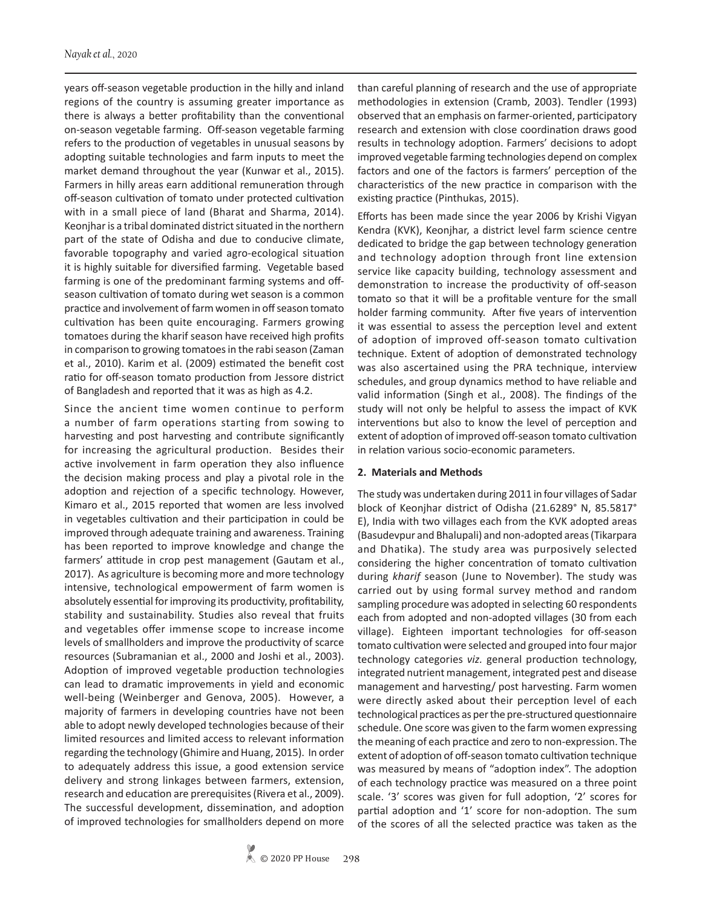years off-season vegetable production in the hilly and inland regions of the country is assuming greater importance as there is always a better profitability than the conventional on-season vegetable farming. Off-season vegetable farming refers to the production of vegetables in unusual seasons by adopting suitable technologies and farm inputs to meet the market demand throughout the year (Kunwar et al., 2015). Farmers in hilly areas earn additional remuneration through off-season cultivation of tomato under protected cultivation with in a small piece of land (Bharat and Sharma, 2014). Keonjhar is a tribal dominated district situated in the northern part of the state of Odisha and due to conducive climate, favorable topography and varied agro-ecological situation it is highly suitable for diversified farming. Vegetable based farming is one of the predominant farming systems and off-season cultivation of tomato during wet season is a common practice and involvement of farm women in off season tomato cultivation has been quite encouraging. Farmers growing tomatoes during the kharif season have received high profits in comparison to growing tomatoes in the rabi season (Zaman et al., 2010). Karim et al. (2009) estimated the benefit cost ratio for off-season tomato production from Jessore district of Bangladesh and reported that it was as high as 4.2.

Since the ancient time women continue to perform a number of farm operations starting from sowing to harvesting and post harvesting and contribute significantly for increasing the agricultural production. Besides their active involvement in farm operation they also influence the decision making process and play a pivotal role in the adoption and rejection of a specific technology. However, Kimaro et al., 2015 reported that women are less involved in vegetables cultivation and their participation in could be improved through adequate training and awareness. Training has been reported to improve knowledge and change the farmers' attitude in crop pest management (Gautam et al., 2017). As agriculture is becoming more and more technology intensive, technological empowerment of farm women is absolutely essential for improving its productivity, profitability, stability and sustainability. Studies also reveal that fruits and vegetables offer immense scope to increase income levels of smallholders and improve the productivity of scarce resources (Subramanian et al., 2000 and Joshi et al., 2003). Adoption of improved vegetable production technologies can lead to dramatic improvements in yield and economic well-being (Weinberger and Genova, 2005). However, a majority of farmers in developing countries have not been able to adopt newly developed technologies because of their limited resources and limited access to relevant information regarding the technology (Ghimire and Huang, 2015). In order to adequately address this issue, a good extension service delivery and strong linkages between farmers, extension, research and education are prerequisites (Rivera et al., 2009). The successful development, dissemination, and adoption of improved technologies for smallholders depend on more than careful planning of research and the use of appropriate methodologies in extension (Cramb, 2003). Tendler (1993) observed that an emphasis on farmer-oriented, participatory research and extension with close coordination draws good results in technology adoption. Farmers' decisions to adopt improved vegetable farming technologies depend on complex factors and one of the factors is farmers' perception of the characteristics of the new practice in comparison with the existing practice (Pinthukas, 2015).

Efforts has been made since the year 2006 by Krishi Vigyan Kendra (KVK), Keonjhar, a district level farm science centre dedicated to bridge the gap between technology generation and technology adoption through front line extension service like capacity building, technology assessment and demonstration to increase the productivity of off-season tomato so that it will be a profitable venture for the small holder farming community. After five years of intervention it was essential to assess the perception level and extent of adoption of improved off-season tomato cultivation technique. Extent of adoption of demonstrated technology was also ascertained using the PRA technique, interview schedules, and group dynamics method to have reliable and valid information (Singh et al., 2008). The findings of the study will not only be helpful to assess the impact of KVK interventions but also to know the level of perception and extent of adoption of improved off-season tomato cultivation in relation various socio-economic parameters.

## 2. Materials and Methods

The study was undertaken during 2011 in four villages of Sadar block of Keonjhar district of Odisha (21.6289° N, 85.5817° E), India with two villages each from the KVK adopted areas (Basudevpur and Bhalupali) and non-adopted areas (Tikarpara and Dhatika). The study area was purposively selected considering the higher concentration of tomato cultivation during *kharif* season (June to November). The study was carried out by using formal survey method and random sampling procedure was adopted in selecting 60 respondents each from adopted and non-adopted villages (30 from each village). Eighteen important technologies for off-season tomato cultivation were selected and grouped into four major technology categories *viz.* general production technology, integrated nutrient management, integrated pest and disease management and harvesting/ post harvesting. Farm women were directly asked about their perception level of each technological practices as per the pre-structured questionnaire schedule. One score was given to the farm women expressing the meaning of each practice and zero to non-expression. The extent of adoption of off-season tomato cultivation technique was measured by means of "adoption index". The adoption of each technology practice was measured on a three point scale. '3' scores was given for full adoption, '2' scores for partial adoption and '1' score for non-adoption. The sum of the scores of all the selected practice was taken as the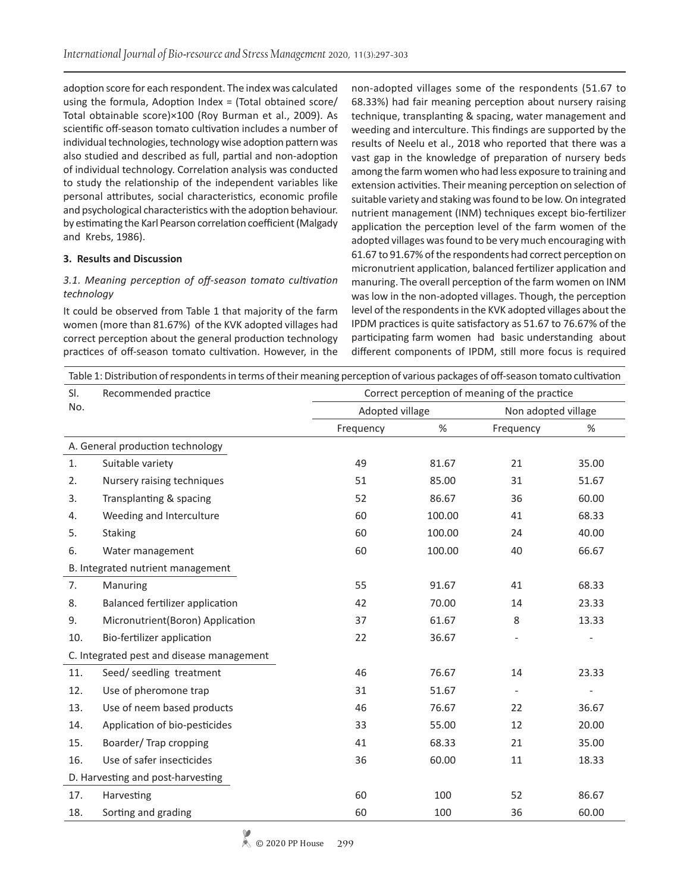adoption score for each respondent. The index was calculated using the formula, Adoption Index = (Total obtained score/ Total obtainable score)×100 (Roy Burman et al., 2009). As scientific off-season tomato cultivation includes a number of individual technologies, technology wise adoption pattern was also studied and described as full, partial and non-adoption of individual technology. Correlation analysis was conducted to study the relationship of the independent variables like personal attributes, social characteristics, economic profile and psychological characteristics with the adoption behaviour. by estimating the Karl Pearson correlation coefficient (Malgady and Krebs, 1986).

## 3. Results and Discussion

### *3.1. Meaning perception of off-season tomato cultivation technology*

It could be observed from Table 1 that majority of the farm women (more than 81.67%) of the KVK adopted villages had correct perception about the general production technology practices of off-season tomato cultivation. However, in the non-adopted villages some of the respondents (51.67 to 68.33%) had fair meaning perception about nursery raising technique, transplanting & spacing, water management and weeding and interculture. This findings are supported by the results of Neelu et al., 2018 who reported that there was a vast gap in the knowledge of preparation of nursery beds among the farm women who had less exposure to training and extension activities. Their meaning perception on selection of suitable variety and staking was found to be low. On integrated nutrient management (INM) techniques except bio-fertilizer application the perception level of the farm women of the adopted villages was found to be very much encouraging with 61.67 to 91.67% of the respondents had correct perception on micronutrient application, balanced fertilizer application and manuring. The overall perception of the farm women on INM was low in the non-adopted villages. Though, the perception level of the respondents in the KVK adopted villages about the IPDM practices is quite satisfactory as 51.67 to 76.67% of the participating farm women had basic understanding about different components of IPDM, still more focus is required

Table 1: Distribution of respondents in terms of their meaning perception of various packages of off-season tomato cultivation

| Sl. No. | Recommended practice | Correct perception of meaning of the practice | | | |
|---|---|---|---|---|---|
| | | Adopted village | | Non adopted village | |
| | | Frequency | % | Frequency | % |
| | A. General production technology | | | | |
| 1. | Suitable variety | 49 | 81.67 | 21 | 35.00 |
| 2. | Nursery raising techniques | 51 | 85.00 | 31 | 51.67 |
| 3. | Transplanting & spacing | 52 | 86.67 | 36 | 60.00 |
| 4. | Weeding and Interculture | 60 | 100.00 | 41 | 68.33 |
| 5. | Staking | 60 | 100.00 | 24 | 40.00 |
| 6. | Water management | 60 | 100.00 | 40 | 66.67 |
| | B. Integrated nutrient management | | | | |
| 7. | Manuring | 55 | 91.67 | 41 | 68.33 |
| 8. | Balanced fertilizer application | 42 | 70.00 | 14 | 23.33 |
| 9. | Micronutrient(Boron) Application | 37 | 61.67 | 8 | 13.33 |
| 10. | Bio-fertilizer application | 22 | 36.67 | - | - |
| | C. Integrated pest and disease management | | | | |
| 11. | Seed/ seedling treatment | 46 | 76.67 | 14 | 23.33 |
| 12. | Use of pheromone trap | 31 | 51.67 | - | - |
| 13. | Use of neem based products | 46 | 76.67 | 22 | 36.67 |
| 14. | Application of bio-pesticides | 33 | 55.00 | 12 | 20.00 |
| 15. | Boarder/ Trap cropping | 41 | 68.33 | 21 | 35.00 |
| 16. | Use of safer insecticides | 36 | 60.00 | 11 | 18.33 |
| | D. Harvesting and post-harvesting | | | | |
| 17. | Harvesting | 60 | 100 | 52 | 86.67 |
| 18. | Sorting and grading | 60 | 100 | 36 | 60.00 |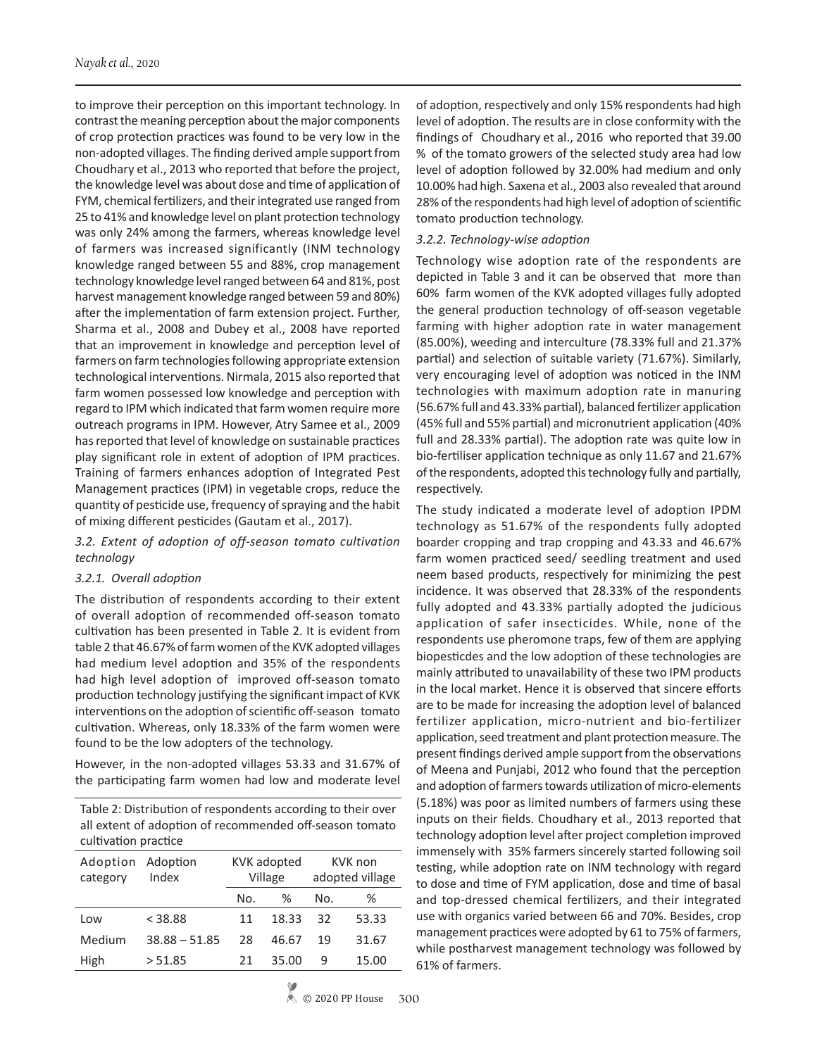to improve their perception on this important technology. In contrast the meaning perception about the major components of crop protection practices was found to be very low in the non-adopted villages. The finding derived ample support from Choudhary et al., 2013 who reported that before the project, the knowledge level was about dose and time of application of FYM, chemical fertilizers, and their integrated use ranged from 25 to 41% and knowledge level on plant protection technology was only 24% among the farmers, whereas knowledge level of farmers was increased significantly (INM technology knowledge ranged between 55 and 88%, crop management technology knowledge level ranged between 64 and 81%, post harvest management knowledge ranged between 59 and 80%) after the implementation of farm extension project. Further, Sharma et al., 2008 and Dubey et al., 2008 have reported that an improvement in knowledge and perception level of farmers on farm technologies following appropriate extension technological interventions. Nirmala, 2015 also reported that farm women possessed low knowledge and perception with regard to IPM which indicated that farm women require more outreach programs in IPM. However, Atry Samee et al., 2009 has reported that level of knowledge on sustainable practices play significant role in extent of adoption of IPM practices. Training of farmers enhances adoption of Integrated Pest Management practices (IPM) in vegetable crops, reduce the quantity of pesticide use, frequency of spraying and the habit of mixing different pesticides (Gautam et al., 2017).

### *3.2. Extent of adoption of off-season tomato cultivation technology*

#### *3.2.1. Overall adoption*

The distribution of respondents according to their extent of overall adoption of recommended off-season tomato cultivation has been presented in Table 2. It is evident from table 2 that 46.67% of farm women of the KVK adopted villages had medium level adoption and 35% of the respondents had high level adoption of improved off-season tomato production technology justifying the significant impact of KVK interventions on the adoption of scientific off-season tomato cultivation. Whereas, only 18.33% of the farm women were found to be the low adopters of the technology.

However, in the non-adopted villages 53.33 and 31.67% of the participating farm women had low and moderate level of adoption, respectively and only 15% respondents had high level of adoption. The results are in close conformity with the findings of Choudhary et al., 2016 who reported that 39.00 % of the tomato growers of the selected study area had low level of adoption followed by 32.00% had medium and only 10.00% had high. Saxena et al., 2003 also revealed that around 28% of the respondents had high level of adoption of scientific tomato production technology.

Table 2: Distribution of respondents according to their over all extent of adoption of recommended off-season tomato cultivation practice

| Adoption category | Adoption Index | KVK adopted Village | | KVK non adopted village | |
|---|---|---|---|---|---|
| | | No. | % | No. | % |
| Low | < 38.88 | 11 | 18.33 | 32 | 53.33 |
| Medium | 38.88 – 51.85 | 28 | 46.67 | 19 | 31.67 |
| High | > 51.85 | 21 | 35.00 | 9 | 15.00 |

#### *3.2.2. Technology-wise adoption*

Technology wise adoption rate of the respondents are depicted in Table 3 and it can be observed that more than 60% farm women of the KVK adopted villages fully adopted the general production technology of off-season vegetable farming with higher adoption rate in water management (85.00%), weeding and interculture (78.33% full and 21.37% partial) and selection of suitable variety (71.67%). Similarly, very encouraging level of adoption was noticed in the INM technologies with maximum adoption rate in manuring (56.67% full and 43.33% partial), balanced fertilizer application (45% full and 55% partial) and micronutrient application (40% full and 28.33% partial). The adoption rate was quite low in bio-fertiliser application technique as only 11.67 and 21.67% of the respondents, adopted this technology fully and partially, respectively.

The study indicated a moderate level of adoption IPDM technology as 51.67% of the respondents fully adopted boarder cropping and trap cropping and 43.33 and 46.67% farm women practiced seed/ seedling treatment and used neem based products, respectively for minimizing the pest incidence. It was observed that 28.33% of the respondents fully adopted and 43.33% partially adopted the judicious application of safer insecticides. While, none of the respondents use pheromone traps, few of them are applying biopesticdes and the low adoption of these technologies are mainly attributed to unavailability of these two IPM products in the local market. Hence it is observed that sincere efforts are to be made for increasing the adoption level of balanced fertilizer application, micro-nutrient and bio-fertilizer application, seed treatment and plant protection measure. The present findings derived ample support from the observations of Meena and Punjabi, 2012 who found that the perception and adoption of farmers towards utilization of micro-elements (5.18%) was poor as limited numbers of farmers using these inputs on their fields. Choudhary et al., 2013 reported that technology adoption level after project completion improved immensely with 35% farmers sincerely started following soil testing, while adoption rate on INM technology with regard to dose and time of FYM application, dose and time of basal and top-dressed chemical fertilizers, and their integrated use with organics varied between 66 and 70%. Besides, crop management practices were adopted by 61 to 75% of farmers, while postharvest management technology was followed by 61% of farmers.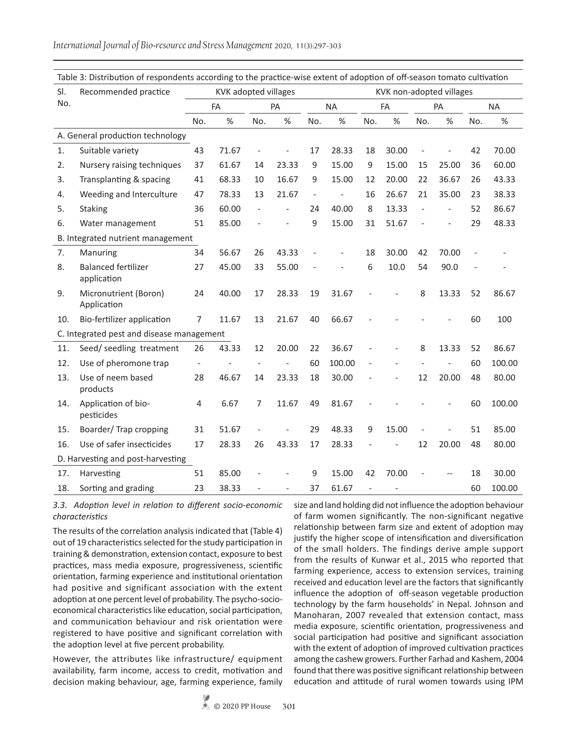Table 3: Distribution of respondents according to the practice-wise extent of adoption of off-season tomato cultivation

| Sl. No. | Recommended practice | KVK adopted villages | | | | | | KVK non-adopted villages | | | | | |
|---|---|---|---|---|---|---|---|---|---|---|---|---|---|
| | | FA | | PA | | NA | | FA | | PA | | NA | |
| | | No. | % | No. | % | No. | % | No. | % | No. | % | No. | % |
| A. General production technology | | | | | | | | | | | | | |
| 1. | Suitable variety | 43 | 71.67 | - | - | 17 | 28.33 | 18 | 30.00 | - | - | 42 | 70.00 |
| 2. | Nursery raising techniques | 37 | 61.67 | 14 | 23.33 | 9 | 15.00 | 9 | 15.00 | 15 | 25.00 | 36 | 60.00 |
| 3. | Transplanting & spacing | 41 | 68.33 | 10 | 16.67 | 9 | 15.00 | 12 | 20.00 | 22 | 36.67 | 26 | 43.33 |
| 4. | Weeding and Interculture | 47 | 78.33 | 13 | 21.67 | - | - | 16 | 26.67 | 21 | 35.00 | 23 | 38.33 |
| 5. | Staking | 36 | 60.00 | - | - | 24 | 40.00 | 8 | 13.33 | - | - | 52 | 86.67 |
| 6. | Water management | 51 | 85.00 | - | - | 9 | 15.00 | 31 | 51.67 | - | - | 29 | 48.33 |
| B. Integrated nutrient management | | | | | | | | | | | | | |
| 7. | Manuring | 34 | 56.67 | 26 | 43.33 | - | - | 18 | 30.00 | 42 | 70.00 | - | - |
| 8. | Balanced fertilizer application | 27 | 45.00 | 33 | 55.00 | - | - | 6 | 10.0 | 54 | 90.0 | - | - |
| 9. | Micronutrient (Boron) Application | 24 | 40.00 | 17 | 28.33 | 19 | 31.67 | - | - | 8 | 13.33 | 52 | 86.67 |
| 10. | Bio-fertilizer application | 7 | 11.67 | 13 | 21.67 | 40 | 66.67 | - | - | - | - | 60 | 100 |
| C. Integrated pest and disease management | | | | | | | | | | | | | |
| 11. | Seed/ seedling treatment | 26 | 43.33 | 12 | 20.00 | 22 | 36.67 | - | - | 8 | 13.33 | 52 | 86.67 |
| 12. | Use of pheromone trap | - | - | - | - | 60 | 100.00 | - | - | - | - | 60 | 100.00 |
| 13. | Use of neem based products | 28 | 46.67 | 14 | 23.33 | 18 | 30.00 | - | - | 12 | 20.00 | 48 | 80.00 |
| 14. | Application of bio-pesticides | 4 | 6.67 | 7 | 11.67 | 49 | 81.67 | - | - | - | - | 60 | 100.00 |
| 15. | Boarder/ Trap cropping | 31 | 51.67 | - | - | 29 | 48.33 | 9 | 15.00 | - | - | 51 | 85.00 |
| 16. | Use of safer insecticides | 17 | 28.33 | 26 | 43.33 | 17 | 28.33 | - | - | 12 | 20.00 | 48 | 80.00 |
| D. Harvesting and post-harvesting | | | | | | | | | | | | | |
| 17. | Harvesting | 51 | 85.00 | - | - | 9 | 15.00 | 42 | 70.00 | - | -- | 18 | 30.00 |
| 18. | Sorting and grading | 23 | 38.33 | - | - | 37 | 61.67 | - | - | | | 60 | 100.00 |

### *3.3. Adoption level in relation to different socio-economic characteristics*

The results of the correlation analysis indicated that (Table 4) out of 19 characteristics selected for the study participation in training & demonstration, extension contact, exposure to best practices, mass media exposure, progressiveness, scientific orientation, farming experience and institutional orientation had positive and significant association with the extent adoption at one percent level of probability. The psycho-socio-economical characteristics like education, social participation, and communication behaviour and risk orientation were registered to have positive and significant correlation with the adoption level at five percent probability.

However, the attributes like infrastructure/ equipment availability, farm income, access to credit, motivation and decision making behaviour, age, farming experience, family size and land holding did not influence the adoption behaviour of farm women significantly. The non-significant negative relationship between farm size and extent of adoption may justify the higher scope of intensification and diversification of the small holders. The findings derive ample support from the results of Kunwar et al., 2015 who reported that farming experience, access to extension services, training received and education level are the factors that significantly influence the adoption of off-season vegetable production technology by the farm households' in Nepal. Johnson and Manoharan, 2007 revealed that extension contact, mass media exposure, scientific orientation, progressiveness and social participation had positive and significant association with the extent of adoption of improved cultivation practices among the cashew growers. Further Farhad and Kashem, 2004 found that there was positive significant relationship between education and attitude of rural women towards using IPM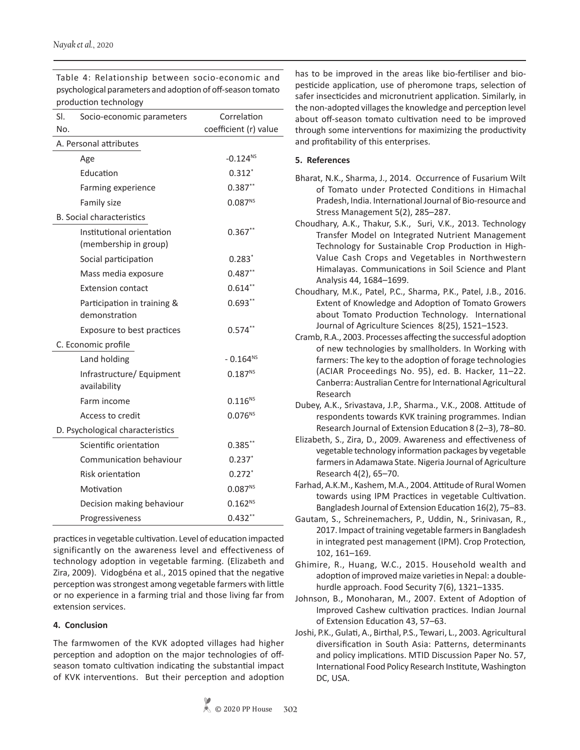Table 4: Relationship between socio-economic and psychological parameters and adoption of off-season tomato production technology

| Sl. No. | Socio-economic parameters | Correlation coefficient (r) value |
|---|---|---|
| A. Personal attributes | | |
| | Age | -0.124[NS] |
| | Education | 0.312* |
| | Farming experience | 0.387** |
| | Family size | 0.087[NS] |
| B. Social characteristics | | |
| | Institutional orientation (membership in group) | 0.367** |
| | Social participation | 0.283* |
| | Mass media exposure | 0.487** |
| | Extension contact | 0.614** |
| | Participation in training & demonstration | 0.693** |
| | Exposure to best practices | 0.574** |
| C. Economic profile | | |
| | Land holding | - 0.164[NS] |
| | Infrastructure/ Equipment availability | 0.187[NS] |
| | Farm income | 0.116[NS] |
| | Access to credit | 0.076[NS] |
| D. Psychological characteristics | | |
| | Scientific orientation | 0.385** |
| | Communication behaviour | 0.237* |
| | Risk orientation | 0.272* |
| | Motivation | 0.087[NS] |
| | Decision making behaviour | 0.162[NS] |
| | Progressiveness | 0.432** |

practices in vegetable cultivation. Level of education impacted significantly on the awareness level and effectiveness of technology adoption in vegetable farming. (Elizabeth and Zira, 2009). Vidogbéna et al., 2015 opined that the negative perception was strongest among vegetable farmers with little or no experience in a farming trial and those living far from extension services.

## 4. Conclusion

The farmwomen of the KVK adopted villages had higher perception and adoption on the major technologies of off-season tomato cultivation indicating the substantial impact of KVK interventions. But their perception and adoption has to be improved in the areas like bio-fertiliser and bio-pesticide application, use of pheromone traps, selection of safer insecticides and micronutrient application. Similarly, in the non-adopted villages the knowledge and perception level about off-season tomato cultivation need to be improved through some interventions for maximizing the productivity and profitability of this enterprises.

## 5. References

Bharat, N.K., Sharma, J., 2014. Occurrence of Fusarium Wilt of Tomato under Protected Conditions in Himachal Pradesh, India. International Journal of Bio-resource and Stress Management 5(2), 285–287.

Choudhary, A.K., Thakur, S.K., Suri, V.K., 2013. Technology Transfer Model on Integrated Nutrient Management Technology for Sustainable Crop Production in High-Value Cash Crops and Vegetables in Northwestern Himalayas. Communications in Soil Science and Plant Analysis 44, 1684–1699.

Choudhary, M.K., Patel, P.C., Sharma, P.K., Patel, J.B., 2016. Extent of Knowledge and Adoption of Tomato Growers about Tomato Production Technology. International Journal of Agriculture Sciences 8(25), 1521–1523.

Cramb, R.A., 2003. Processes affecting the successful adoption of new technologies by smallholders. In Working with farmers: The key to the adoption of forage technologies (ACIAR Proceedings No. 95), ed. B. Hacker, 11–22. Canberra: Australian Centre for International Agricultural Research

Dubey, A.K., Srivastava, J.P., Sharma., V.K., 2008. Attitude of respondents towards KVK training programmes. Indian Research Journal of Extension Education 8 (2–3), 78–80.

Elizabeth, S., Zira, D., 2009. Awareness and effectiveness of vegetable technology information packages by vegetable farmers in Adamawa State. Nigeria Journal of Agriculture Research 4(2), 65–70.

Farhad, A.K.M., Kashem, M.A., 2004. Attitude of Rural Women towards using IPM Practices in vegetable Cultivation. Bangladesh Journal of Extension Education 16(2), 75–83.

Gautam, S., Schreinemachers, P., Uddin, N., Srinivasan, R., 2017. Impact of training vegetable farmers in Bangladesh in integrated pest management (IPM). Crop Protection, 102, 161–169.

Ghimire, R., Huang, W.C., 2015. Household wealth and adoption of improved maize varieties in Nepal: a double-hurdle approach. Food Security 7(6), 1321–1335.

Johnson, B., Monoharan, M., 2007. Extent of Adoption of Improved Cashew cultivation practices. Indian Journal of Extension Education 43, 57–63.

Joshi, P.K., Gulati, A., Birthal, P.S., Tewari, L., 2003. Agricultural diversification in South Asia: Patterns, determinants and policy implications. MTID Discussion Paper No. 57, International Food Policy Research Institute, Washington DC, USA.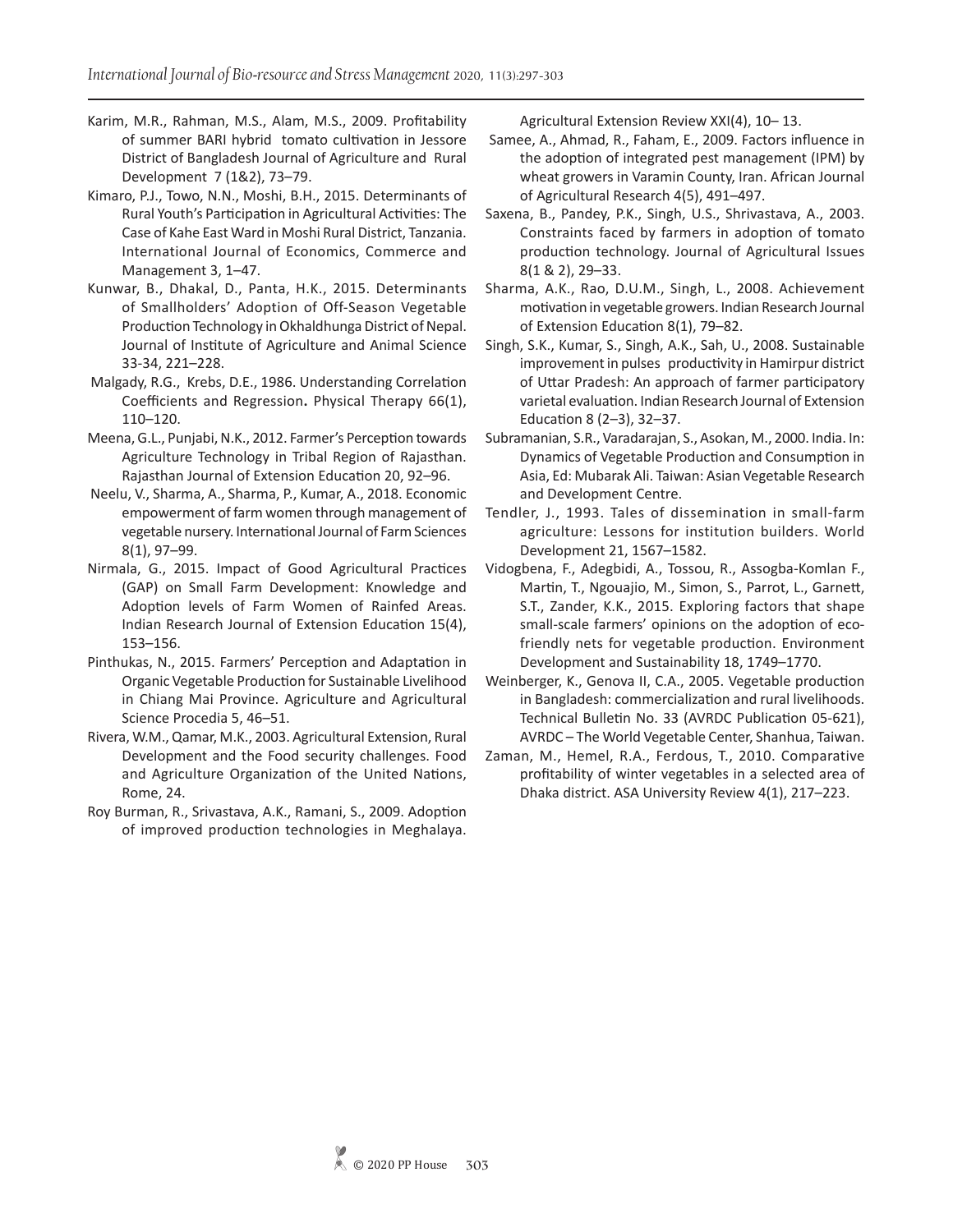Karim, M.R., Rahman, M.S., Alam, M.S., 2009. Profitability of summer BARI hybrid tomato cultivation in Jessore District of Bangladesh Journal of Agriculture and Rural Development 7 (1&2), 73–79.

Kimaro, P.J., Towo, N.N., Moshi, B.H., 2015. Determinants of Rural Youth's Participation in Agricultural Activities: The Case of Kahe East Ward in Moshi Rural District, Tanzania. International Journal of Economics, Commerce and Management 3, 1–47.

Kunwar, B., Dhakal, D., Panta, H.K., 2015. Determinants of Smallholders' Adoption of Off-Season Vegetable Production Technology in Okhaldhunga District of Nepal. Journal of Institute of Agriculture and Animal Science 33-34, 221–228.

Malgady, R.G., Krebs, D.E., 1986. Understanding Correlation Coefficients and Regression. Physical Therapy 66(1), 110–120.

Meena, G.L., Punjabi, N.K., 2012. Farmer's Perception towards Agriculture Technology in Tribal Region of Rajasthan. Rajasthan Journal of Extension Education 20, 92–96.

Neelu, V., Sharma, A., Sharma, P., Kumar, A., 2018. Economic empowerment of farm women through management of vegetable nursery. International Journal of Farm Sciences 8(1), 97–99.

Nirmala, G., 2015. Impact of Good Agricultural Practices (GAP) on Small Farm Development: Knowledge and Adoption levels of Farm Women of Rainfed Areas. Indian Research Journal of Extension Education 15(4), 153–156.

Pinthukas, N., 2015. Farmers' Perception and Adaptation in Organic Vegetable Production for Sustainable Livelihood in Chiang Mai Province. Agriculture and Agricultural Science Procedia 5, 46–51.

Rivera, W.M., Qamar, M.K., 2003. Agricultural Extension, Rural Development and the Food security challenges. Food and Agriculture Organization of the United Nations, Rome, 24.

Roy Burman, R., Srivastava, A.K., Ramani, S., 2009. Adoption of improved production technologies in Meghalaya. Agricultural Extension Review XXI(4), 10– 13.

Samee, A., Ahmad, R., Faham, E., 2009. Factors influence in the adoption of integrated pest management (IPM) by wheat growers in Varamin County, Iran. African Journal of Agricultural Research 4(5), 491–497.

Saxena, B., Pandey, P.K., Singh, U.S., Shrivastava, A., 2003. Constraints faced by farmers in adoption of tomato production technology. Journal of Agricultural Issues 8(1 & 2), 29–33.

Sharma, A.K., Rao, D.U.M., Singh, L., 2008. Achievement motivation in vegetable growers. Indian Research Journal of Extension Education 8(1), 79–82.

Singh, S.K., Kumar, S., Singh, A.K., Sah, U., 2008. Sustainable improvement in pulses productivity in Hamirpur district of Uttar Pradesh: An approach of farmer participatory varietal evaluation. Indian Research Journal of Extension Education 8 (2–3), 32–37.

Subramanian, S.R., Varadarajan, S., Asokan, M., 2000. India. In: Dynamics of Vegetable Production and Consumption in Asia, Ed: Mubarak Ali. Taiwan: Asian Vegetable Research and Development Centre.

Tendler, J., 1993. Tales of dissemination in small-farm agriculture: Lessons for institution builders. World Development 21, 1567–1582.

Vidogbena, F., Adegbidi, A., Tossou, R., Assogba-Komlan F., Martin, T., Ngouajio, M., Simon, S., Parrot, L., Garnett, S.T., Zander, K.K., 2015. Exploring factors that shape small-scale farmers' opinions on the adoption of eco-friendly nets for vegetable production. Environment Development and Sustainability 18, 1749–1770.

Weinberger, K., Genova II, C.A., 2005. Vegetable production in Bangladesh: commercialization and rural livelihoods. Technical Bulletin No. 33 (AVRDC Publication 05-621), AVRDC – The World Vegetable Center, Shanhua, Taiwan.

Zaman, M., Hemel, R.A., Ferdous, T., 2010. Comparative profitability of winter vegetables in a selected area of Dhaka district. ASA University Review 4(1), 217–223.